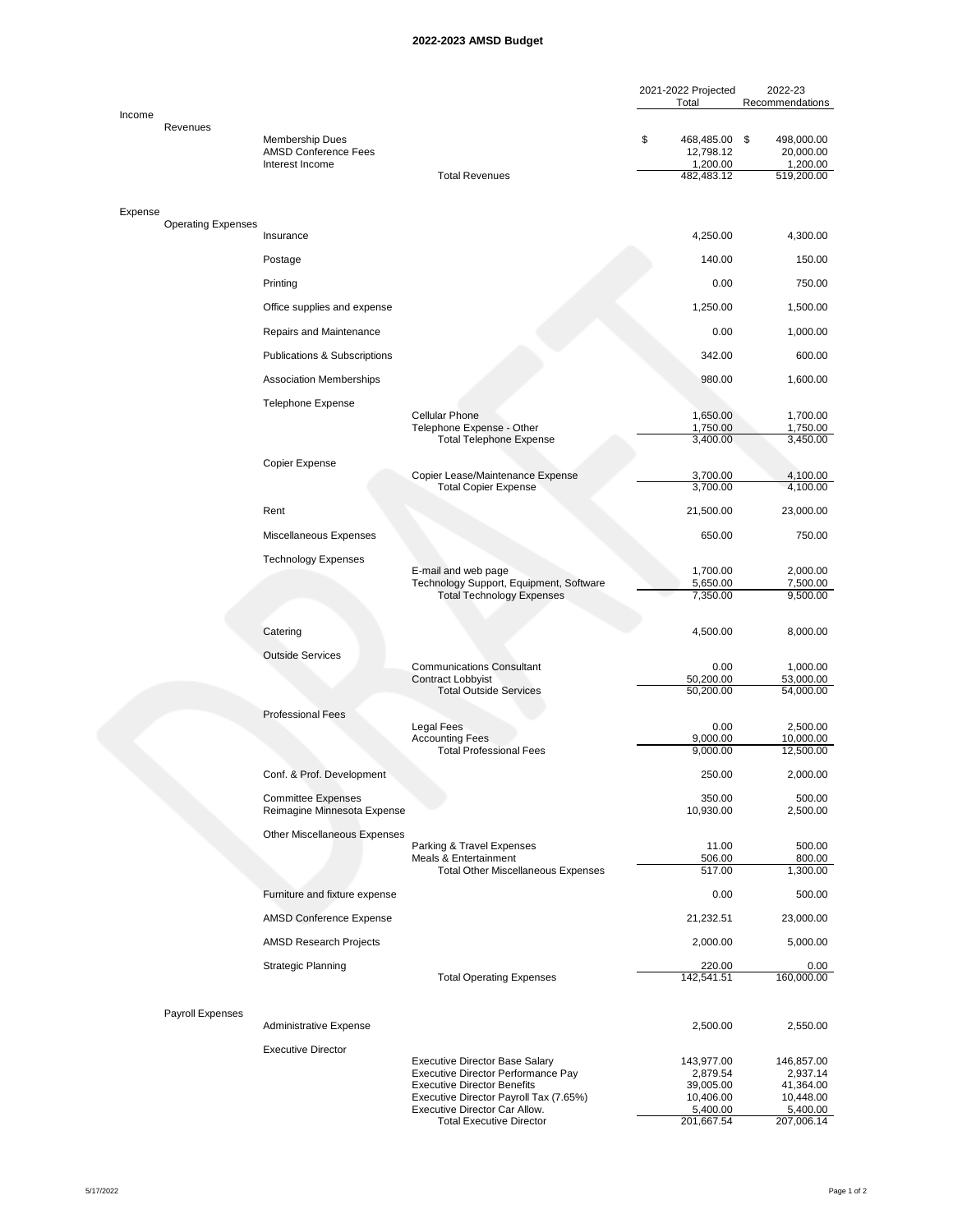# 2022-2023 AMSD Budget

| | | | | 2021-2022 Projected Total | 2022-23 Recommendations |
|---|---|---|---|---|---|
| Income | | | | | |
| | Revenues | | | | |
| | | Membership Dues | | $ 468,485.00 | $ 498,000.00 |
| | | AMSD Conference Fees | | 12,798.12 | 20,000.00 |
| | | Interest Income | | 1,200.00 | 1,200.00 |
| | | | Total Revenues | 482,483.12 | 519,200.00 |
| Expense | | | | | |
| | Operating Expenses | | | | |
| | | Insurance | | 4,250.00 | 4,300.00 |
| | | Postage | | 140.00 | 150.00 |
| | | Printing | | 0.00 | 750.00 |
| | | Office supplies and expense | | 1,250.00 | 1,500.00 |
| | | Repairs and Maintenance | | 0.00 | 1,000.00 |
| | | Publications & Subscriptions | | 342.00 | 600.00 |
| | | Association Memberships | | 980.00 | 1,600.00 |
| | | Telephone Expense | | | |
| | | | Cellular Phone | 1,650.00 | 1,700.00 |
| | | | Telephone Expense - Other | 1,750.00 | 1,750.00 |
| | | | Total Telephone Expense | 3,400.00 | 3,450.00 |
| | | Copier Expense | | | |
| | | | Copier Lease/Maintenance Expense | 3,700.00 | 4,100.00 |
| | | | Total Copier Expense | 3,700.00 | 4,100.00 |
| | | Rent | | 21,500.00 | 23,000.00 |
| | | Miscellaneous Expenses | | 650.00 | 750.00 |
| | | Technology Expenses | | | |
| | | | E-mail and web page | 1,700.00 | 2,000.00 |
| | | | Technology Support, Equipment, Software | 5,650.00 | 7,500.00 |
| | | | Total Technology Expenses | 7,350.00 | 9,500.00 |
| | | Catering | | 4,500.00 | 8,000.00 |
| | | Outside Services | | | |
| | | | Communications Consultant | 0.00 | 1,000.00 |
| | | | Contract Lobbyist | 50,200.00 | 53,000.00 |
| | | | Total Outside Services | 50,200.00 | 54,000.00 |
| | | Professional Fees | | | |
| | | | Legal Fees | 0.00 | 2,500.00 |
| | | | Accounting Fees | 9,000.00 | 10,000.00 |
| | | | Total Professional Fees | 9,000.00 | 12,500.00 |
| | | Conf. & Prof. Development | | 250.00 | 2,000.00 |
| | | Committee Expenses | | 350.00 | 500.00 |
| | | Reimagine Minnesota Expense | | 10,930.00 | 2,500.00 |
| | | Other Miscellaneous Expenses | | | |
| | | | Parking & Travel Expenses | 11.00 | 500.00 |
| | | | Meals & Entertainment | 506.00 | 800.00 |
| | | | Total Other Miscellaneous Expenses | 517.00 | 1,300.00 |
| | | Furniture and fixture expense | | 0.00 | 500.00 |
| | | AMSD Conference Expense | | 21,232.51 | 23,000.00 |
| | | AMSD Research Projects | | 2,000.00 | 5,000.00 |
| | | Strategic Planning | | 220.00 | 0.00 |
| | | | Total Operating Expenses | 142,541.51 | 160,000.00 |
| | Payroll Expenses | | | | |
| | | Administrative Expense | | 2,500.00 | 2,550.00 |
| | | Executive Director | | | |
| | | | Executive Director Base Salary | 143,977.00 | 146,857.00 |
| | | | Executive Director Performance Pay | 2,879.54 | 2,937.14 |
| | | | Executive Director Benefits | 39,005.00 | 41,364.00 |
| | | | Executive Director Payroll Tax (7.65%) | 10,406.00 | 10,448.00 |
| | | | Executive Director Car Allow. | 5,400.00 | 5,400.00 |
| | | | Total Executive Director | 201,667.54 | 207,006.14 |

5/17/2022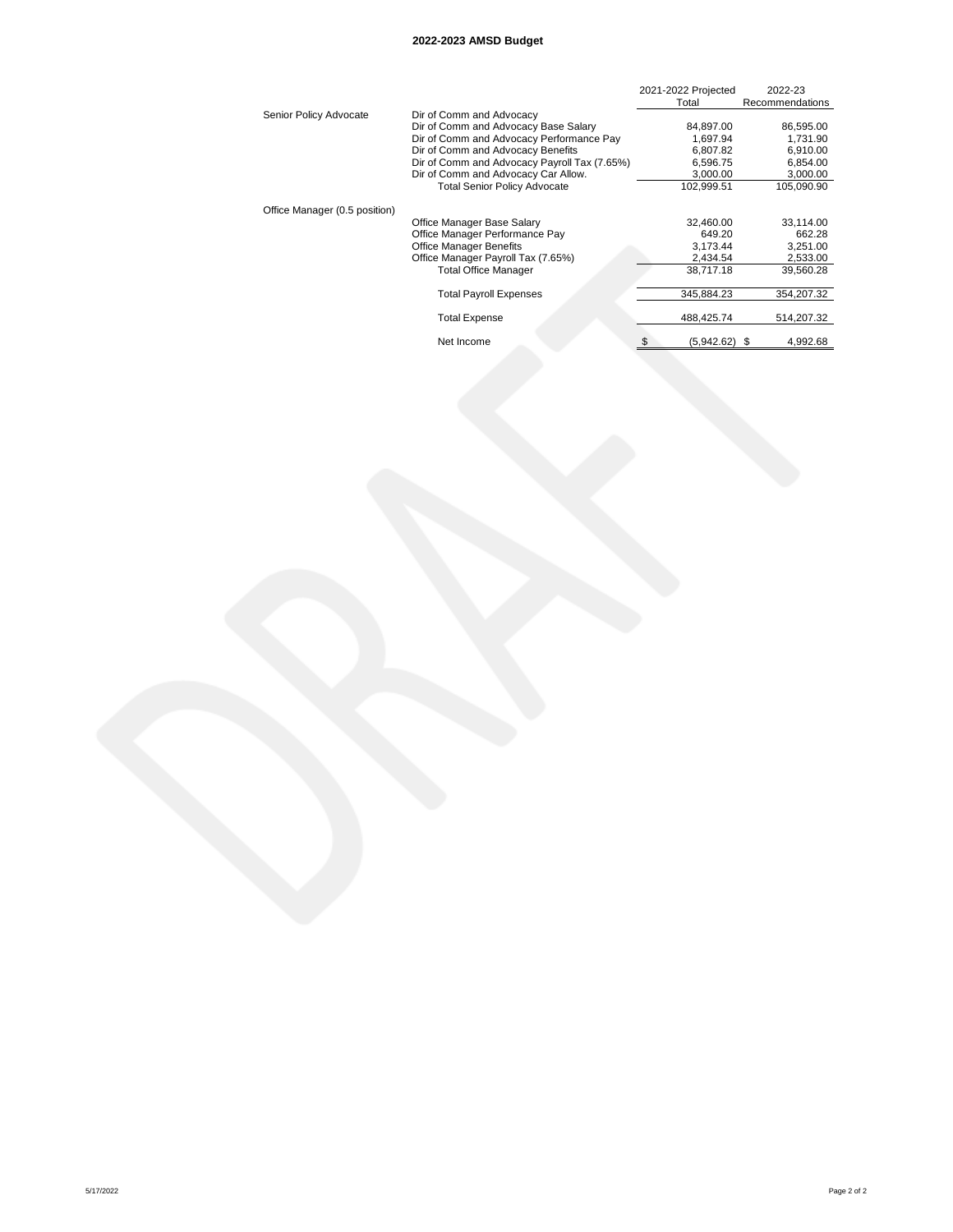**2022-2023 AMSD Budget**

| | | 2021-2022 Projected Total | 2022-23 Recommendations |
|---|---|---|---|
| Senior Policy Advocate | Dir of Comm and Advocacy | | |
| | Dir of Comm and Advocacy Base Salary | 84,897.00 | 86,595.00 |
| | Dir of Comm and Advocacy Performance Pay | 1,697.94 | 1,731.90 |
| | Dir of Comm and Advocacy Benefits | 6,807.82 | 6,910.00 |
| | Dir of Comm and Advocacy Payroll Tax (7.65%) | 6,596.75 | 6,854.00 |
| | Dir of Comm and Advocacy Car Allow. | 3,000.00 | 3,000.00 |
| | Total Senior Policy Advocate | 102,999.51 | 105,090.90 |
| Office Manager (0.5 position) | | | |
| | Office Manager Base Salary | 32,460.00 | 33,114.00 |
| | Office Manager Performance Pay | 649.20 | 662.28 |
| | Office Manager Benefits | 3,173.44 | 3,251.00 |
| | Office Manager Payroll Tax (7.65%) | 2,434.54 | 2,533.00 |
| | Total Office Manager | 38,717.18 | 39,560.28 |
| | Total Payroll Expenses | 345,884.23 | 354,207.32 |
| | Total Expense | 488,425.74 | 514,207.32 |
| | Net Income | $ (5,942.62) | $ 4,992.68 |

DRAFT

5/17/2022